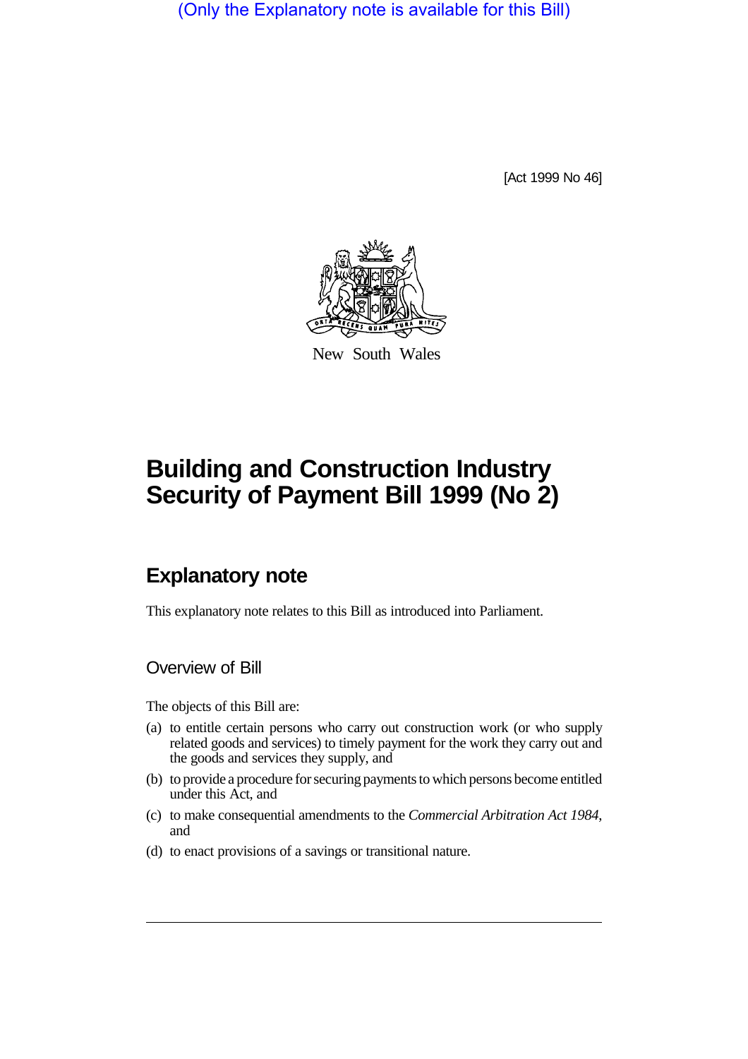(Only the Explanatory note is available for this Bill)

[Act 1999 No 46]

New South Wales

# Building and Construction Industry Security of Payment Bill 1999 (No 2)

## Explanatory note

This explanatory note relates to this Bill as introduced into Parliament.

### Overview of Bill

The objects of this Bill are:

(a) to entitle certain persons who carry out construction work (or who supply related goods and services) to timely payment for the work they carry out and the goods and services they supply, and

(b) to provide a procedure for securing payments to which persons become entitled under this Act, and

(c) to make consequential amendments to the *Commercial Arbitration Act 1984*, and

(d) to enact provisions of a savings or transitional nature.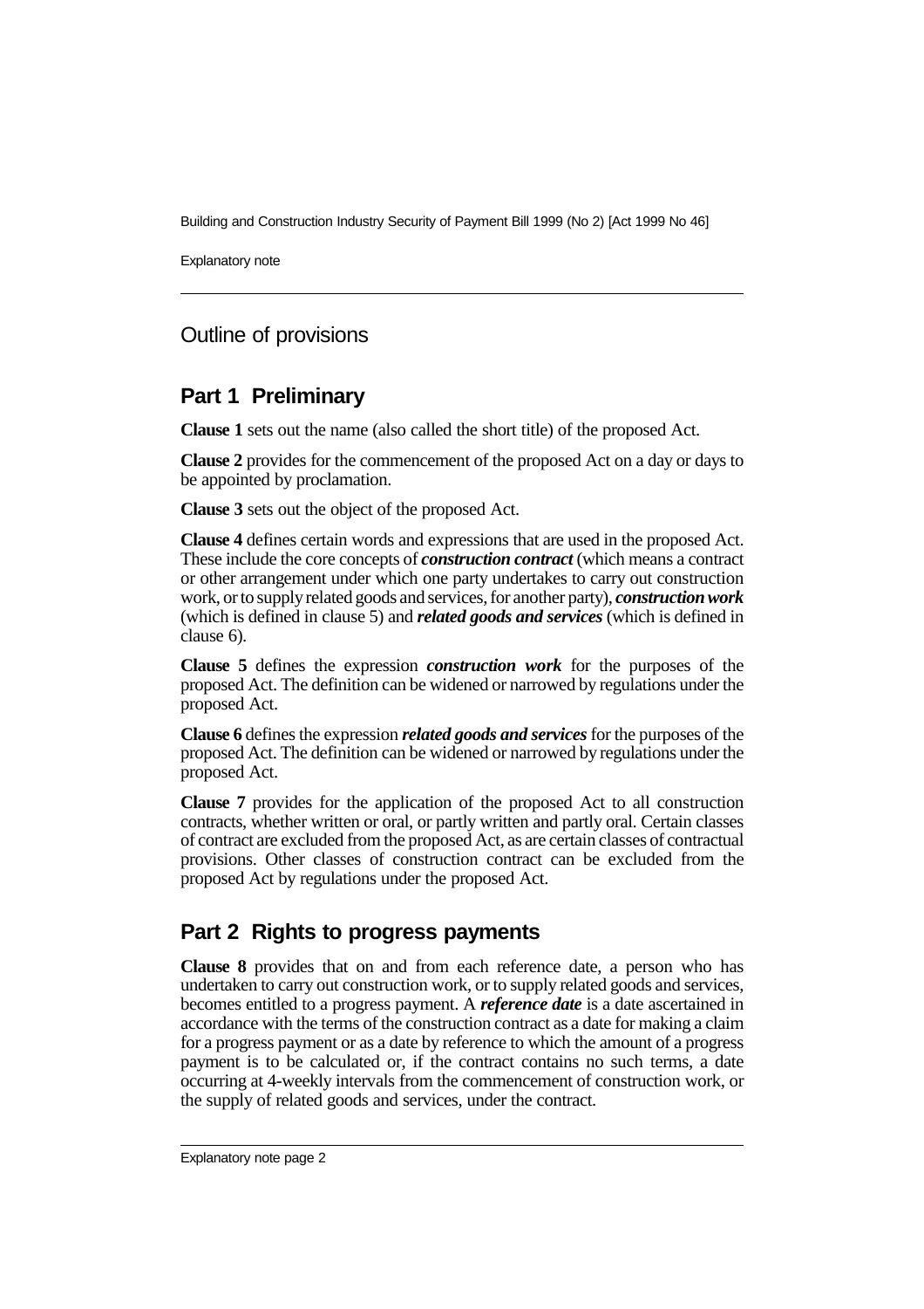## Outline of provisions

### Part 1 Preliminary

**Clause 1** sets out the name (also called the short title) of the proposed Act.

**Clause 2** provides for the commencement of the proposed Act on a day or days to be appointed by proclamation.

**Clause 3** sets out the object of the proposed Act.

**Clause 4** defines certain words and expressions that are used in the proposed Act. These include the core concepts of ***construction contract*** (which means a contract or other arrangement under which one party undertakes to carry out construction work, or to supply related goods and services, for another party), ***construction work*** (which is defined in clause 5) and ***related goods and services*** (which is defined in clause 6).

**Clause 5** defines the expression ***construction work*** for the purposes of the proposed Act. The definition can be widened or narrowed by regulations under the proposed Act.

**Clause 6** defines the expression ***related goods and services*** for the purposes of the proposed Act. The definition can be widened or narrowed by regulations under the proposed Act.

**Clause 7** provides for the application of the proposed Act to all construction contracts, whether written or oral, or partly written and partly oral. Certain classes of contract are excluded from the proposed Act, as are certain classes of contractual provisions. Other classes of construction contract can be excluded from the proposed Act by regulations under the proposed Act.

### Part 2 Rights to progress payments

**Clause 8** provides that on and from each reference date, a person who has undertaken to carry out construction work, or to supply related goods and services, becomes entitled to a progress payment. A ***reference date*** is a date ascertained in accordance with the terms of the construction contract as a date for making a claim for a progress payment or as a date by reference to which the amount of a progress payment is to be calculated or, if the contract contains no such terms, a date occurring at 4-weekly intervals from the commencement of construction work, or the supply of related goods and services, under the contract.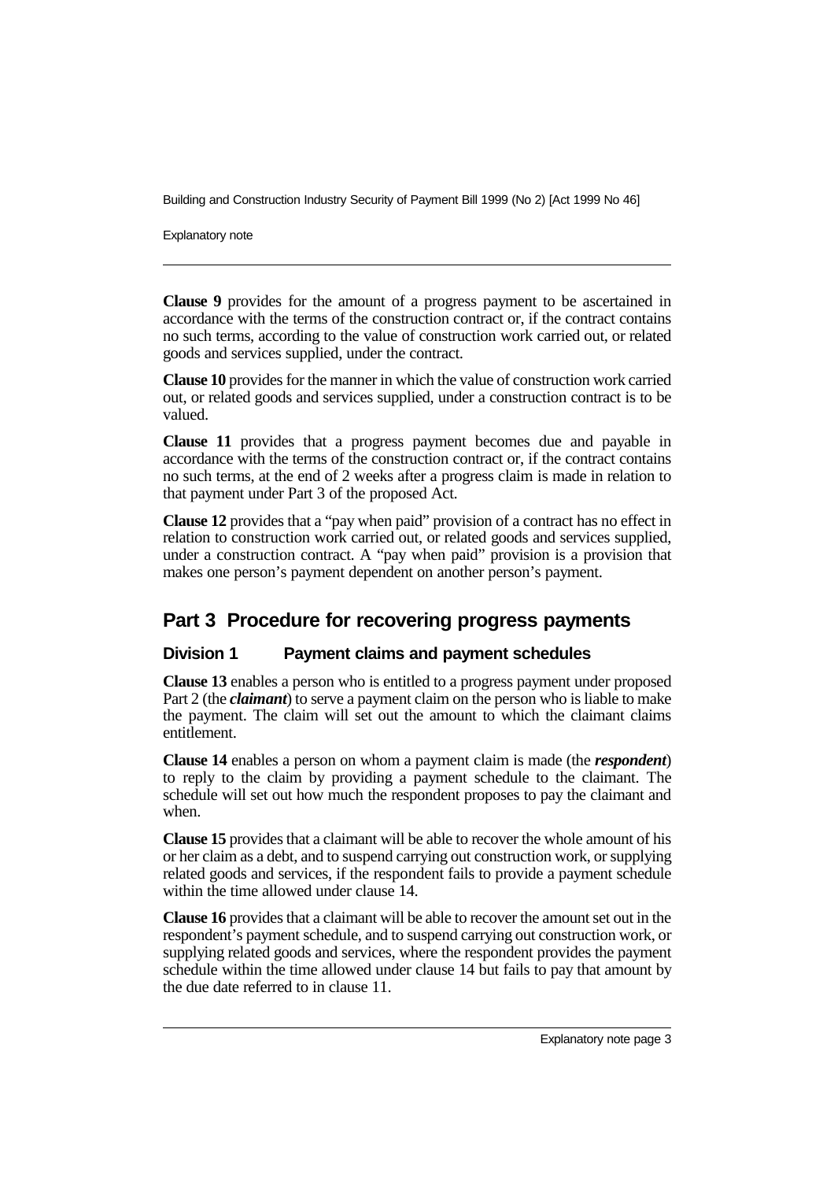**Clause 9** provides for the amount of a progress payment to be ascertained in accordance with the terms of the construction contract or, if the contract contains no such terms, according to the value of construction work carried out, or related goods and services supplied, under the contract.

**Clause 10** provides for the manner in which the value of construction work carried out, or related goods and services supplied, under a construction contract is to be valued.

**Clause 11** provides that a progress payment becomes due and payable in accordance with the terms of the construction contract or, if the contract contains no such terms, at the end of 2 weeks after a progress claim is made in relation to that payment under Part 3 of the proposed Act.

**Clause 12** provides that a "pay when paid" provision of a contract has no effect in relation to construction work carried out, or related goods and services supplied, under a construction contract. A "pay when paid" provision is a provision that makes one person's payment dependent on another person's payment.

## Part 3 Procedure for recovering progress payments

### Division 1 Payment claims and payment schedules

**Clause 13** enables a person who is entitled to a progress payment under proposed Part 2 (the ***claimant***) to serve a payment claim on the person who is liable to make the payment. The claim will set out the amount to which the claimant claims entitlement.

**Clause 14** enables a person on whom a payment claim is made (the ***respondent***) to reply to the claim by providing a payment schedule to the claimant. The schedule will set out how much the respondent proposes to pay the claimant and when.

**Clause 15** provides that a claimant will be able to recover the whole amount of his or her claim as a debt, and to suspend carrying out construction work, or supplying related goods and services, if the respondent fails to provide a payment schedule within the time allowed under clause 14.

**Clause 16** provides that a claimant will be able to recover the amount set out in the respondent's payment schedule, and to suspend carrying out construction work, or supplying related goods and services, where the respondent provides the payment schedule within the time allowed under clause 14 but fails to pay that amount by the due date referred to in clause 11.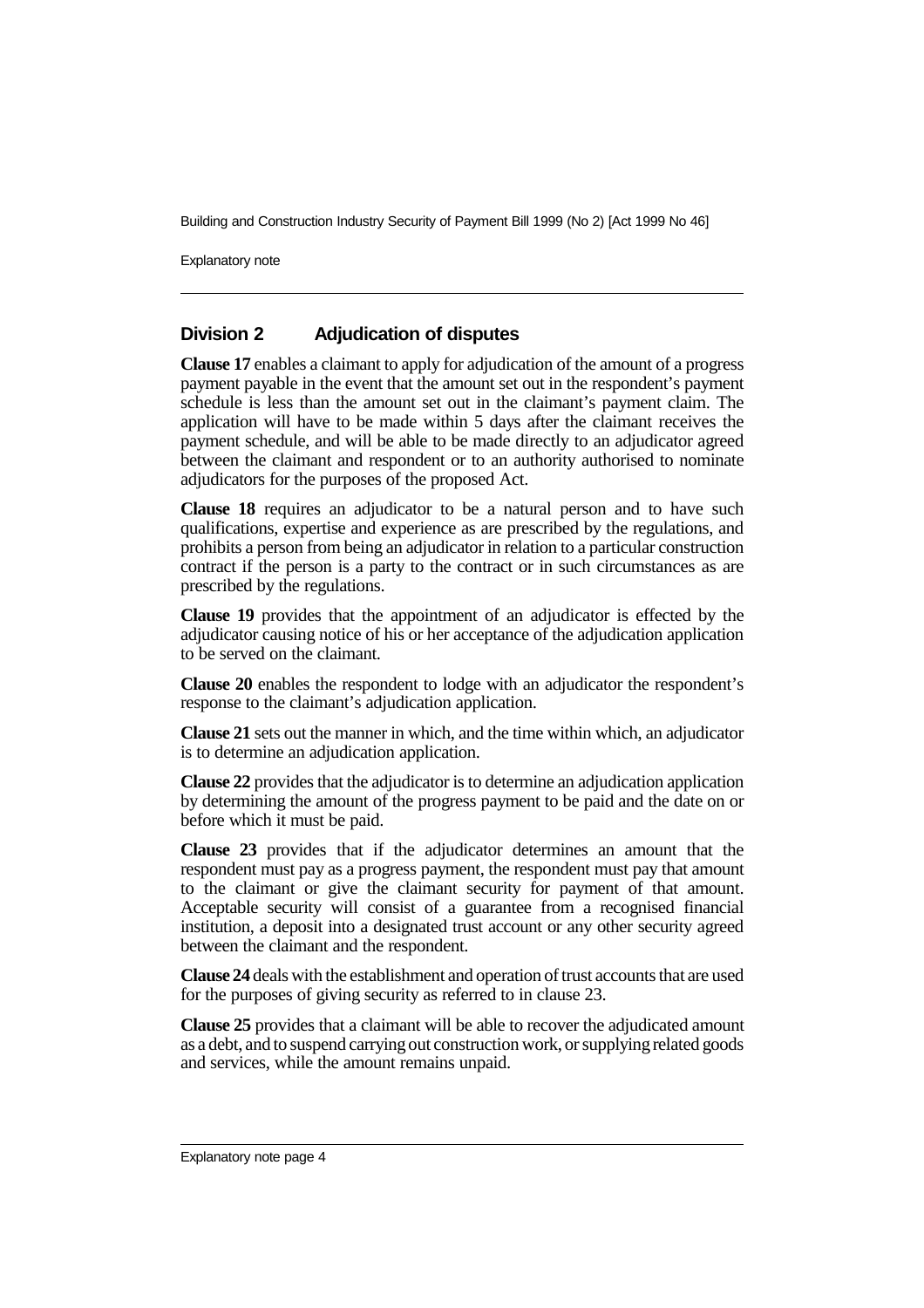## Division 2 Adjudication of disputes

**Clause 17** enables a claimant to apply for adjudication of the amount of a progress payment payable in the event that the amount set out in the respondent's payment schedule is less than the amount set out in the claimant's payment claim. The application will have to be made within 5 days after the claimant receives the payment schedule, and will be able to be made directly to an adjudicator agreed between the claimant and respondent or to an authority authorised to nominate adjudicators for the purposes of the proposed Act.

**Clause 18** requires an adjudicator to be a natural person and to have such qualifications, expertise and experience as are prescribed by the regulations, and prohibits a person from being an adjudicator in relation to a particular construction contract if the person is a party to the contract or in such circumstances as are prescribed by the regulations.

**Clause 19** provides that the appointment of an adjudicator is effected by the adjudicator causing notice of his or her acceptance of the adjudication application to be served on the claimant.

**Clause 20** enables the respondent to lodge with an adjudicator the respondent's response to the claimant's adjudication application.

**Clause 21** sets out the manner in which, and the time within which, an adjudicator is to determine an adjudication application.

**Clause 22** provides that the adjudicator is to determine an adjudication application by determining the amount of the progress payment to be paid and the date on or before which it must be paid.

**Clause 23** provides that if the adjudicator determines an amount that the respondent must pay as a progress payment, the respondent must pay that amount to the claimant or give the claimant security for payment of that amount. Acceptable security will consist of a guarantee from a recognised financial institution, a deposit into a designated trust account or any other security agreed between the claimant and the respondent.

**Clause 24** deals with the establishment and operation of trust accounts that are used for the purposes of giving security as referred to in clause 23.

**Clause 25** provides that a claimant will be able to recover the adjudicated amount as a debt, and to suspend carrying out construction work, or supplying related goods and services, while the amount remains unpaid.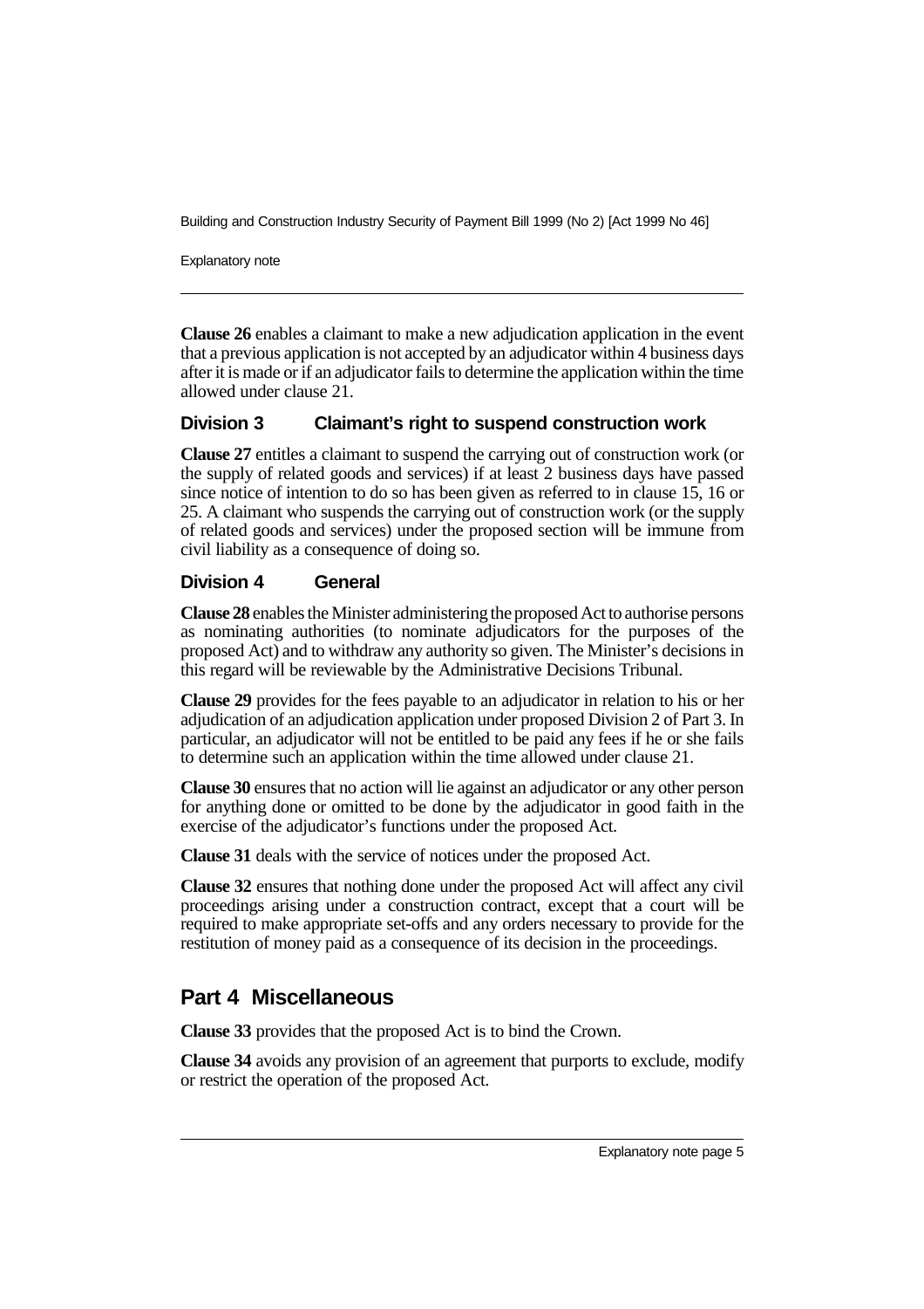**Clause 26** enables a claimant to make a new adjudication application in the event that a previous application is not accepted by an adjudicator within 4 business days after it is made or if an adjudicator fails to determine the application within the time allowed under clause 21.

### Division 3 Claimant's right to suspend construction work

**Clause 27** entitles a claimant to suspend the carrying out of construction work (or the supply of related goods and services) if at least 2 business days have passed since notice of intention to do so has been given as referred to in clause 15, 16 or 25. A claimant who suspends the carrying out of construction work (or the supply of related goods and services) under the proposed section will be immune from civil liability as a consequence of doing so.

### Division 4 General

**Clause 28** enables the Minister administering the proposed Act to authorise persons as nominating authorities (to nominate adjudicators for the purposes of the proposed Act) and to withdraw any authority so given. The Minister's decisions in this regard will be reviewable by the Administrative Decisions Tribunal.

**Clause 29** provides for the fees payable to an adjudicator in relation to his or her adjudication of an adjudication application under proposed Division 2 of Part 3. In particular, an adjudicator will not be entitled to be paid any fees if he or she fails to determine such an application within the time allowed under clause 21.

**Clause 30** ensures that no action will lie against an adjudicator or any other person for anything done or omitted to be done by the adjudicator in good faith in the exercise of the adjudicator's functions under the proposed Act.

**Clause 31** deals with the service of notices under the proposed Act.

**Clause 32** ensures that nothing done under the proposed Act will affect any civil proceedings arising under a construction contract, except that a court will be required to make appropriate set-offs and any orders necessary to provide for the restitution of money paid as a consequence of its decision in the proceedings.

## Part 4 Miscellaneous

**Clause 33** provides that the proposed Act is to bind the Crown.

**Clause 34** avoids any provision of an agreement that purports to exclude, modify or restrict the operation of the proposed Act.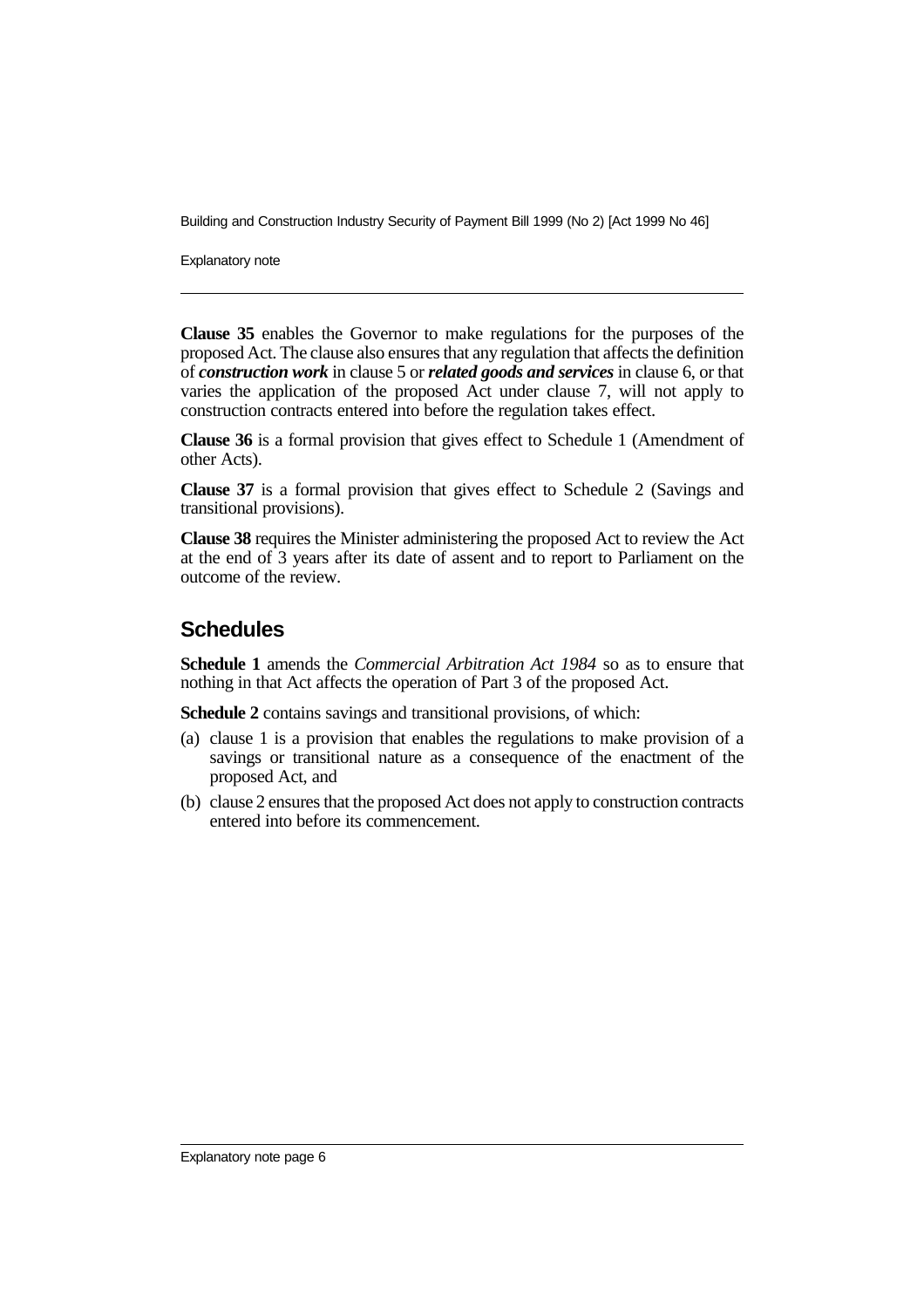**Clause 35** enables the Governor to make regulations for the purposes of the proposed Act. The clause also ensures that any regulation that affects the definition of ***construction work*** in clause 5 or ***related goods and services*** in clause 6, or that varies the application of the proposed Act under clause 7, will not apply to construction contracts entered into before the regulation takes effect.

**Clause 36** is a formal provision that gives effect to Schedule 1 (Amendment of other Acts).

**Clause 37** is a formal provision that gives effect to Schedule 2 (Savings and transitional provisions).

**Clause 38** requires the Minister administering the proposed Act to review the Act at the end of 3 years after its date of assent and to report to Parliament on the outcome of the review.

## Schedules

**Schedule 1** amends the *Commercial Arbitration Act 1984* so as to ensure that nothing in that Act affects the operation of Part 3 of the proposed Act.

**Schedule 2** contains savings and transitional provisions, of which:

(a) clause 1 is a provision that enables the regulations to make provision of a savings or transitional nature as a consequence of the enactment of the proposed Act, and

(b) clause 2 ensures that the proposed Act does not apply to construction contracts entered into before its commencement.